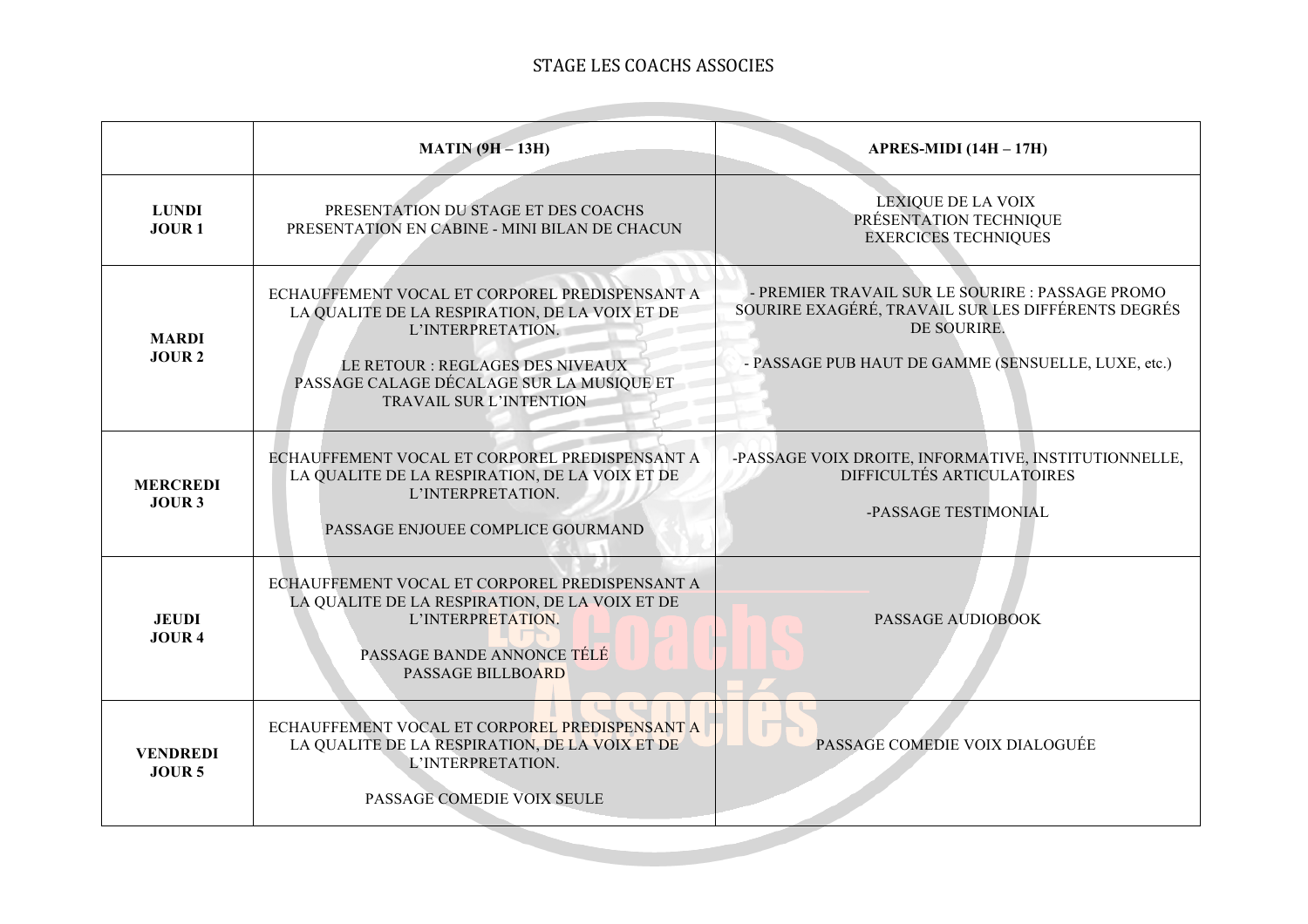STAGE LES COACHS ASSOCIES

| | **MATIN (9H – 13H)** | **APRES-MIDI (14H – 17H)** |
|---|---|---|
| **LUNDI JOUR 1** | PRESENTATION DU STAGE ET DES COACHS<br>PRESENTATION EN CABINE - MINI BILAN DE CHACUN | LEXIQUE DE LA VOIX<br>PRÉSENTATION TECHNIQUE<br>EXERCICES TECHNIQUES |
| **MARDI JOUR 2** | ECHAUFFEMENT VOCAL ET CORPOREL PREDISPENSANT A LA QUALITE DE LA RESPIRATION, DE LA VOIX ET DE L'INTERPRETATION.<br><br>LE RETOUR : REGLAGES DES NIVEAUX<br>PASSAGE CALAGE DÉCALAGE SUR LA MUSIQUE ET TRAVAIL SUR L'INTENTION | - PREMIER TRAVAIL SUR LE SOURIRE : PASSAGE PROMO SOURIRE EXAGÉRÉ, TRAVAIL SUR LES DIFFÉRENTS DEGRÉS DE SOURIRE.<br><br>- PASSAGE PUB HAUT DE GAMME (SENSUELLE, LUXE, etc.) |
| **MERCREDI JOUR 3** | ECHAUFFEMENT VOCAL ET CORPOREL PREDISPENSANT A LA QUALITE DE LA RESPIRATION, DE LA VOIX ET DE L'INTERPRETATION.<br><br>PASSAGE ENJOUEE COMPLICE GOURMAND | -PASSAGE VOIX DROITE, INFORMATIVE, INSTITUTIONNELLE, DIFFICULTÉS ARTICULATOIRES<br><br>-PASSAGE TESTIMONIAL |
| **JEUDI JOUR 4** | ECHAUFFEMENT VOCAL ET CORPOREL PREDISPENSANT A LA QUALITE DE LA RESPIRATION, DE LA VOIX ET DE L'INTERPRETATION.<br><br>PASSAGE BANDE ANNONCE TÉLÉ<br>PASSAGE BILLBOARD | PASSAGE AUDIOBOOK |
| **VENDREDI JOUR 5** | ECHAUFFEMENT VOCAL ET CORPOREL PREDISPENSANT A LA QUALITE DE LA RESPIRATION, DE LA VOIX ET DE L'INTERPRETATION.<br><br>PASSAGE COMEDIE VOIX SEULE | PASSAGE COMEDIE VOIX DIALOGUÉE |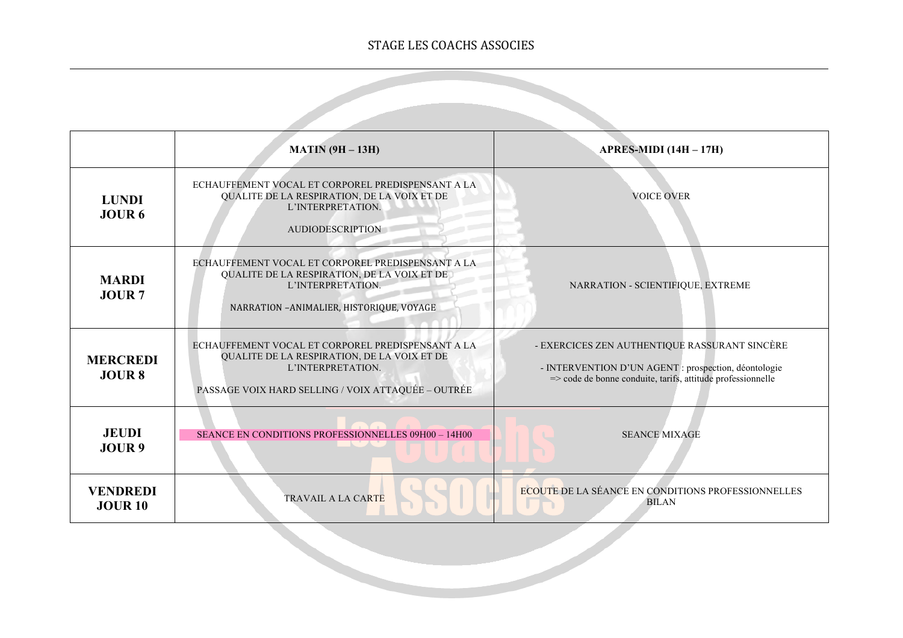STAGE LES COACHS ASSOCIES

| | MATIN (9H – 13H) | APRES-MIDI (14H – 17H) |
|---|---|---|
| **LUNDI JOUR 6** | ECHAUFFEMENT VOCAL ET CORPOREL PREDISPENSANT A LA QUALITE DE LA RESPIRATION, DE LA VOIX ET DE L'INTERPRETATION.<br><br>AUDIODESCRIPTION | VOICE OVER |
| **MARDI JOUR 7** | ECHAUFFEMENT VOCAL ET CORPOREL PREDISPENSANT A LA QUALITE DE LA RESPIRATION, DE LA VOIX ET DE L'INTERPRETATION.<br><br>NARRATION –ANIMALIER, HISTORIQUE, VOYAGE | NARRATION - SCIENTIFIQUE, EXTREME |
| **MERCREDI JOUR 8** | ECHAUFFEMENT VOCAL ET CORPOREL PREDISPENSANT A LA QUALITE DE LA RESPIRATION, DE LA VOIX ET DE L'INTERPRETATION.<br><br>PASSAGE VOIX HARD SELLING / VOIX ATTAQUÉE – OUTRÉE | - EXERCICES ZEN AUTHENTIQUE RASSURANT SINCÈRE<br><br>- INTERVENTION D'UN AGENT : prospection, déontologie => code de bonne conduite, tarifs, attitude professionnelle |
| **JEUDI JOUR 9** | SEANCE EN CONDITIONS PROFESSIONNELLES 09H00 – 14H00 | SEANCE MIXAGE |
| **VENDREDI JOUR 10** | TRAVAIL A LA CARTE | ECOUTE DE LA SÉANCE EN CONDITIONS PROFESSIONNELLES<br>BILAN |